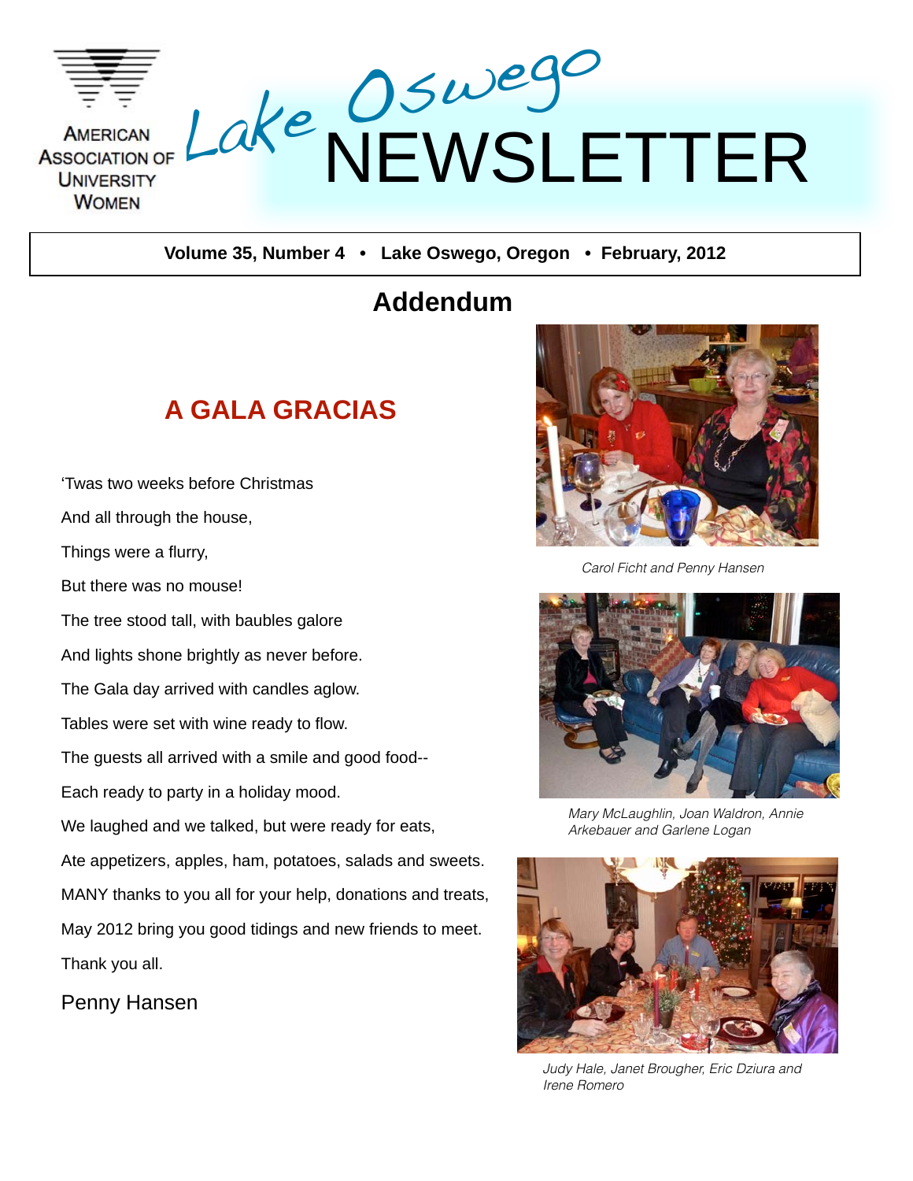American Association of University Women

# Lake Oswego NEWSLETTER

**Volume 35, Number 4 • Lake Oswego, Oregon • February, 2012**

## Addendum

### A GALA GRACIAS

'Twas two weeks before Christmas

And all through the house,

Things were a flurry,

But there was no mouse!

The tree stood tall, with baubles galore

And lights shone brightly as never before.

The Gala day arrived with candles aglow.

Tables were set with wine ready to flow.

The guests all arrived with a smile and good food--

Each ready to party in a holiday mood.

We laughed and we talked, but were ready for eats,

Ate appetizers, apples, ham, potatoes, salads and sweets.

MANY thanks to you all for your help, donations and treats,

May 2012 bring you good tidings and new friends to meet.

Thank you all.

Penny Hansen

*Carol Ficht and Penny Hansen*

*Mary McLaughlin, Joan Waldron, Annie Arkebauer and Garlene Logan*

*Judy Hale, Janet Brougher, Eric Dziura and Irene Romero*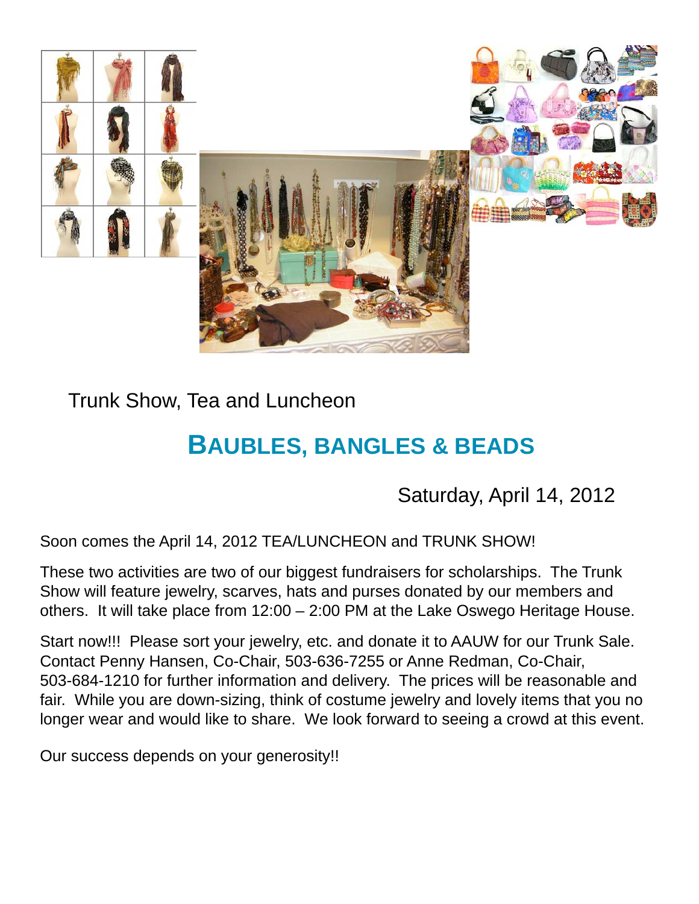Trunk Show, Tea and Luncheon

# BAUBLES, BANGLES & BEADS

Saturday, April 14, 2012

Soon comes the April 14, 2012 TEA/LUNCHEON and TRUNK SHOW!

These two activities are two of our biggest fundraisers for scholarships. The Trunk Show will feature jewelry, scarves, hats and purses donated by our members and others. It will take place from 12:00 – 2:00 PM at the Lake Oswego Heritage House.

Start now!!! Please sort your jewelry, etc. and donate it to AAUW for our Trunk Sale. Contact Penny Hansen, Co-Chair, 503-636-7255 or Anne Redman, Co-Chair, 503-684-1210 for further information and delivery. The prices will be reasonable and fair. While you are down-sizing, think of costume jewelry and lovely items that you no longer wear and would like to share. We look forward to seeing a crowd at this event.

Our success depends on your generosity!!